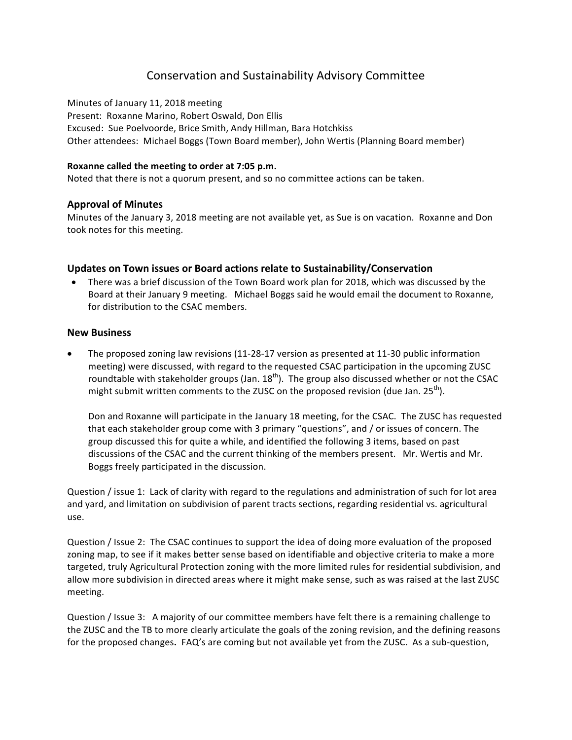# Conservation and Sustainability Advisory Committee

Minutes of January 11, 2018 meeting
Present: Roxanne Marino, Robert Oswald, Don Ellis
Excused: Sue Poelvoorde, Brice Smith, Andy Hillman, Bara Hotchkiss
Other attendees: Michael Boggs (Town Board member), John Wertis (Planning Board member)

**Roxanne called the meeting to order at 7:05 p.m.**
Noted that there is not a quorum present, and so no committee actions can be taken.

## Approval of Minutes

Minutes of the January 3, 2018 meeting are not available yet, as Sue is on vacation. Roxanne and Don took notes for this meeting.

## Updates on Town issues or Board actions relate to Sustainability/Conservation

- There was a brief discussion of the Town Board work plan for 2018, which was discussed by the Board at their January 9 meeting. Michael Boggs said he would email the document to Roxanne, for distribution to the CSAC members.

## New Business

- The proposed zoning law revisions (11-28-17 version as presented at 11-30 public information meeting) were discussed, with regard to the requested CSAC participation in the upcoming ZUSC roundtable with stakeholder groups (Jan. 18th). The group also discussed whether or not the CSAC might submit written comments to the ZUSC on the proposed revision (due Jan. 25th).

  Don and Roxanne will participate in the January 18 meeting, for the CSAC. The ZUSC has requested that each stakeholder group come with 3 primary "questions", and / or issues of concern. The group discussed this for quite a while, and identified the following 3 items, based on past discussions of the CSAC and the current thinking of the members present. Mr. Wertis and Mr. Boggs freely participated in the discussion.

Question / issue 1: Lack of clarity with regard to the regulations and administration of such for lot area and yard, and limitation on subdivision of parent tracts sections, regarding residential vs. agricultural use.

Question / Issue 2: The CSAC continues to support the idea of doing more evaluation of the proposed zoning map, to see if it makes better sense based on identifiable and objective criteria to make a more targeted, truly Agricultural Protection zoning with the more limited rules for residential subdivision, and allow more subdivision in directed areas where it might make sense, such as was raised at the last ZUSC meeting.

Question / Issue 3: A majority of our committee members have felt there is a remaining challenge to the ZUSC and the TB to more clearly articulate the goals of the zoning revision, and the defining reasons for the proposed changes**.** FAQ's are coming but not available yet from the ZUSC. As a sub-question,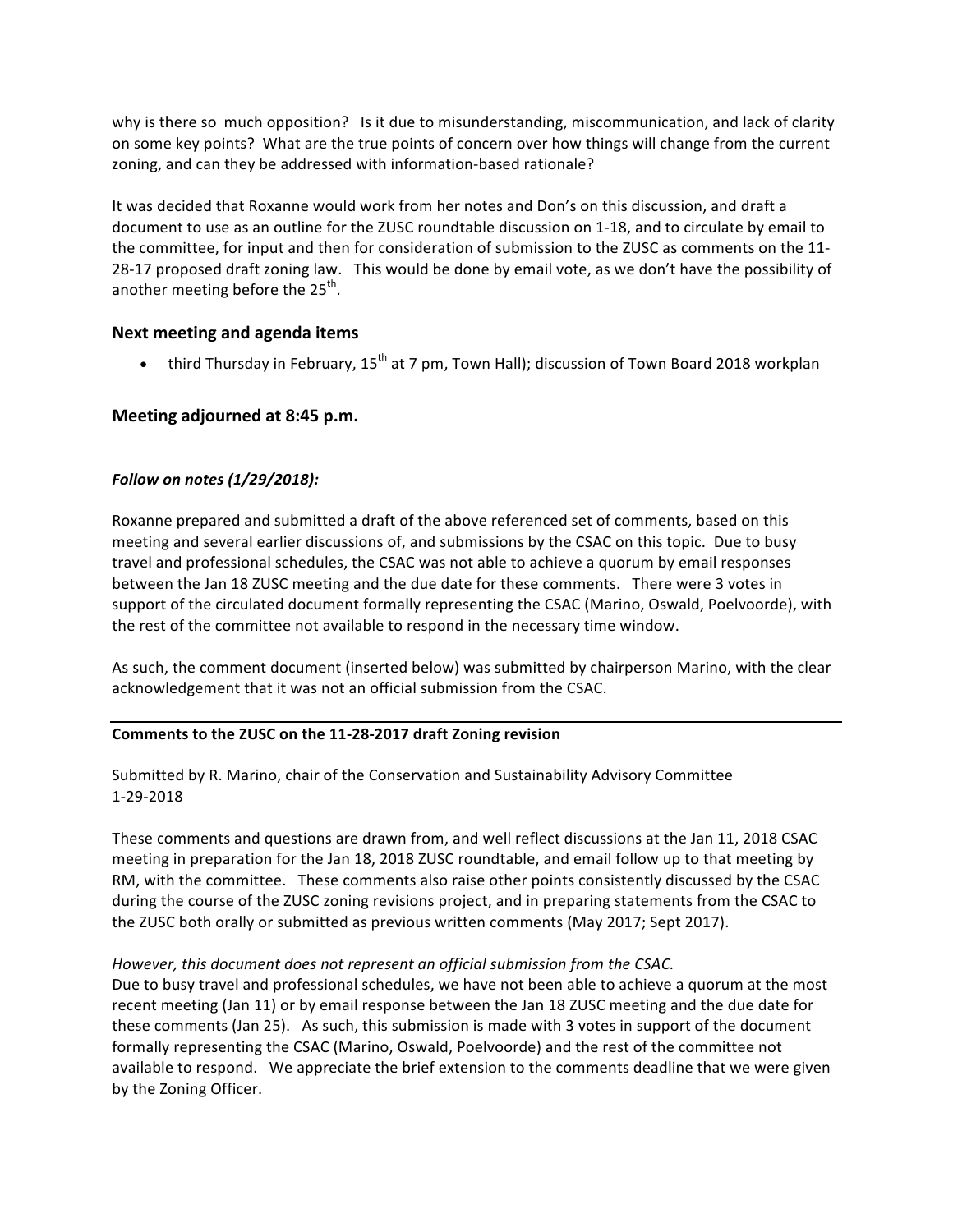why is there so much opposition? Is it due to misunderstanding, miscommunication, and lack of clarity on some key points? What are the true points of concern over how things will change from the current zoning, and can they be addressed with information-based rationale?

It was decided that Roxanne would work from her notes and Don's on this discussion, and draft a document to use as an outline for the ZUSC roundtable discussion on 1-18, and to circulate by email to the committee, for input and then for consideration of submission to the ZUSC as comments on the 11-28-17 proposed draft zoning law. This would be done by email vote, as we don't have the possibility of another meeting before the 25th.

### Next meeting and agenda items

- third Thursday in February, 15th at 7 pm, Town Hall); discussion of Town Board 2018 workplan

### Meeting adjourned at 8:45 p.m.

***Follow on notes (1/29/2018):***

Roxanne prepared and submitted a draft of the above referenced set of comments, based on this meeting and several earlier discussions of, and submissions by the CSAC on this topic. Due to busy travel and professional schedules, the CSAC was not able to achieve a quorum by email responses between the Jan 18 ZUSC meeting and the due date for these comments. There were 3 votes in support of the circulated document formally representing the CSAC (Marino, Oswald, Poelvoorde), with the rest of the committee not available to respond in the necessary time window.

As such, the comment document (inserted below) was submitted by chairperson Marino, with the clear acknowledgement that it was not an official submission from the CSAC.

---

**Comments to the ZUSC on the 11-28-2017 draft Zoning revision**

Submitted by R. Marino, chair of the Conservation and Sustainability Advisory Committee
1-29-2018

These comments and questions are drawn from, and well reflect discussions at the Jan 11, 2018 CSAC meeting in preparation for the Jan 18, 2018 ZUSC roundtable, and email follow up to that meeting by RM, with the committee. These comments also raise other points consistently discussed by the CSAC during the course of the ZUSC zoning revisions project, and in preparing statements from the CSAC to the ZUSC both orally or submitted as previous written comments (May 2017; Sept 2017).

*However, this document does not represent an official submission from the CSAC.*
Due to busy travel and professional schedules, we have not been able to achieve a quorum at the most recent meeting (Jan 11) or by email response between the Jan 18 ZUSC meeting and the due date for these comments (Jan 25). As such, this submission is made with 3 votes in support of the document formally representing the CSAC (Marino, Oswald, Poelvoorde) and the rest of the committee not available to respond. We appreciate the brief extension to the comments deadline that we were given by the Zoning Officer.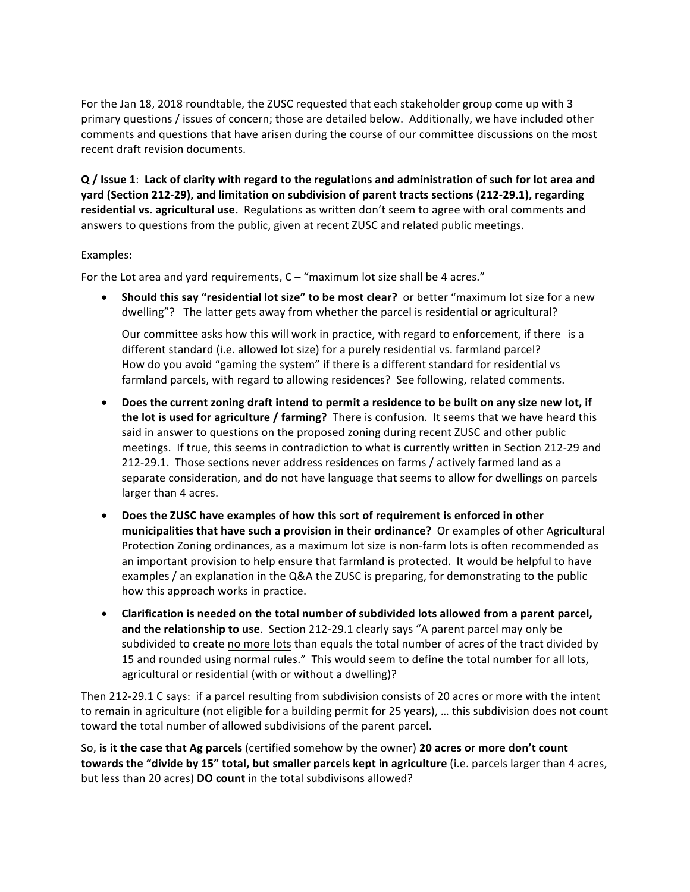For the Jan 18, 2018 roundtable, the ZUSC requested that each stakeholder group come up with 3 primary questions / issues of concern; those are detailed below. Additionally, we have included other comments and questions that have arisen during the course of our committee discussions on the most recent draft revision documents.

**<u>Q / Issue 1</u>: Lack of clarity with regard to the regulations and administration of such for lot area and yard (Section 212-29), and limitation on subdivision of parent tracts sections (212-29.1), regarding residential vs. agricultural use.** Regulations as written don't seem to agree with oral comments and answers to questions from the public, given at recent ZUSC and related public meetings.

Examples:

For the Lot area and yard requirements, C – "maximum lot size shall be 4 acres."

- **Should this say "residential lot size" to be most clear?** or better "maximum lot size for a new dwelling"? The latter gets away from whether the parcel is residential or agricultural?

  Our committee asks how this will work in practice, with regard to enforcement, if there is a different standard (i.e. allowed lot size) for a purely residential vs. farmland parcel? How do you avoid "gaming the system" if there is a different standard for residential vs farmland parcels, with regard to allowing residences? See following, related comments.

- **Does the current zoning draft intend to permit a residence to be built on any size new lot, if the lot is used for agriculture / farming?** There is confusion. It seems that we have heard this said in answer to questions on the proposed zoning during recent ZUSC and other public meetings. If true, this seems in contradiction to what is currently written in Section 212-29 and 212-29.1. Those sections never address residences on farms / actively farmed land as a separate consideration, and do not have language that seems to allow for dwellings on parcels larger than 4 acres.

- **Does the ZUSC have examples of how this sort of requirement is enforced in other municipalities that have such a provision in their ordinance?** Or examples of other Agricultural Protection Zoning ordinances, as a maximum lot size is non-farm lots is often recommended as an important provision to help ensure that farmland is protected. It would be helpful to have examples / an explanation in the Q&A the ZUSC is preparing, for demonstrating to the public how this approach works in practice.

- **Clarification is needed on the total number of subdivided lots allowed from a parent parcel, and the relationship to use**. Section 212-29.1 clearly says "A parent parcel may only be subdivided to create <u>no more lots</u> than equals the total number of acres of the tract divided by 15 and rounded using normal rules." This would seem to define the total number for all lots, agricultural or residential (with or without a dwelling)?

Then 212-29.1 C says: if a parcel resulting from subdivision consists of 20 acres or more with the intent to remain in agriculture (not eligible for a building permit for 25 years), … this subdivision <u>does not count</u> toward the total number of allowed subdivisions of the parent parcel.

So, **is it the case that Ag parcels** (certified somehow by the owner) **20 acres or more don't count towards the "divide by 15" total, but smaller parcels kept in agriculture** (i.e. parcels larger than 4 acres, but less than 20 acres) **DO count** in the total subdivisons allowed?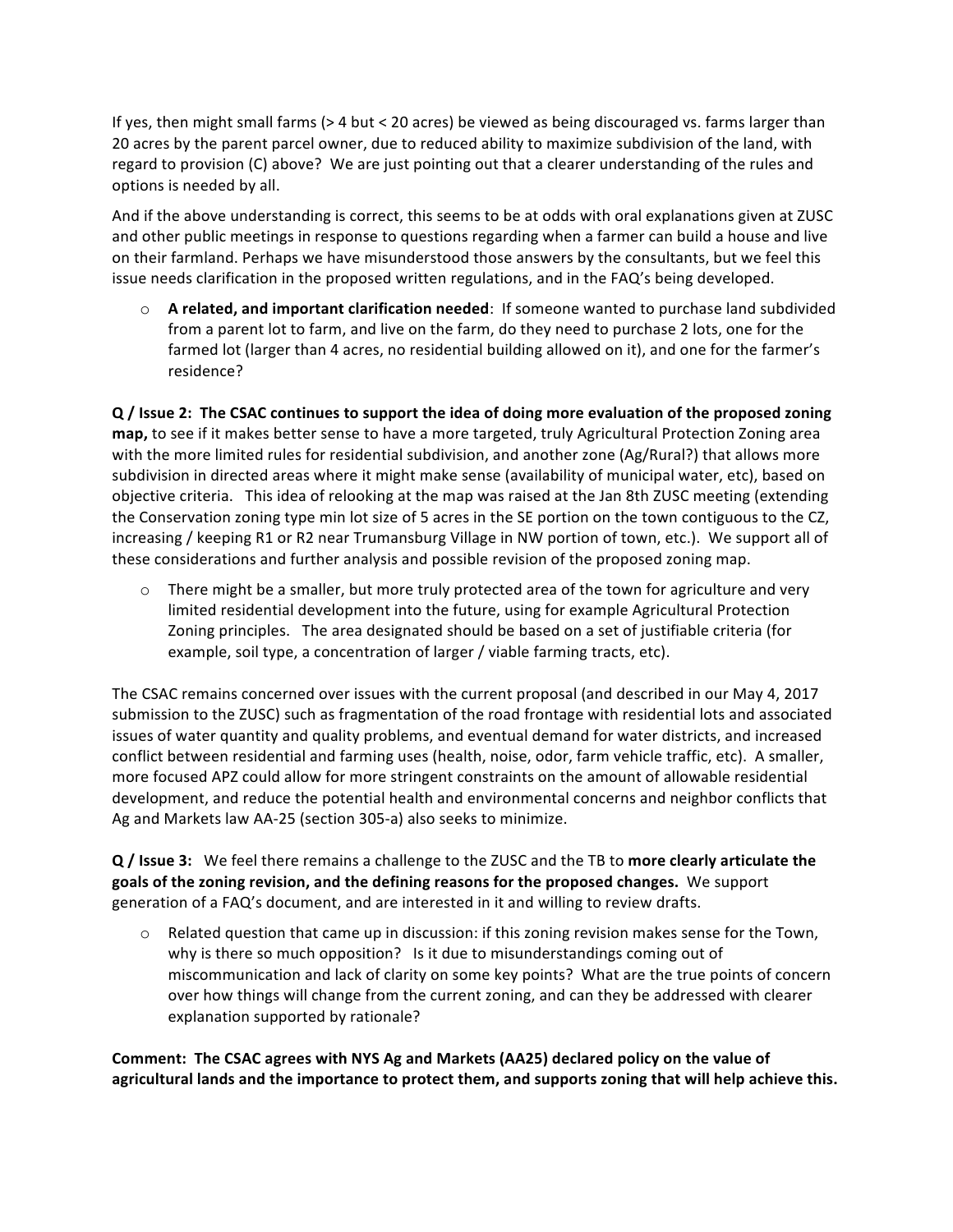If yes, then might small farms (> 4 but < 20 acres) be viewed as being discouraged vs. farms larger than 20 acres by the parent parcel owner, due to reduced ability to maximize subdivision of the land, with regard to provision (C) above? We are just pointing out that a clearer understanding of the rules and options is needed by all.

And if the above understanding is correct, this seems to be at odds with oral explanations given at ZUSC and other public meetings in response to questions regarding when a farmer can build a house and live on their farmland. Perhaps we have misunderstood those answers by the consultants, but we feel this issue needs clarification in the proposed written regulations, and in the FAQ's being developed.

- **A related, and important clarification needed**: If someone wanted to purchase land subdivided from a parent lot to farm, and live on the farm, do they need to purchase 2 lots, one for the farmed lot (larger than 4 acres, no residential building allowed on it), and one for the farmer's residence?

**Q / Issue 2: The CSAC continues to support the idea of doing more evaluation of the proposed zoning map,** to see if it makes better sense to have a more targeted, truly Agricultural Protection Zoning area with the more limited rules for residential subdivision, and another zone (Ag/Rural?) that allows more subdivision in directed areas where it might make sense (availability of municipal water, etc), based on objective criteria. This idea of relooking at the map was raised at the Jan 8th ZUSC meeting (extending the Conservation zoning type min lot size of 5 acres in the SE portion on the town contiguous to the CZ, increasing / keeping R1 or R2 near Trumansburg Village in NW portion of town, etc.). We support all of these considerations and further analysis and possible revision of the proposed zoning map.

- There might be a smaller, but more truly protected area of the town for agriculture and very limited residential development into the future, using for example Agricultural Protection Zoning principles. The area designated should be based on a set of justifiable criteria (for example, soil type, a concentration of larger / viable farming tracts, etc).

The CSAC remains concerned over issues with the current proposal (and described in our May 4, 2017 submission to the ZUSC) such as fragmentation of the road frontage with residential lots and associated issues of water quantity and quality problems, and eventual demand for water districts, and increased conflict between residential and farming uses (health, noise, odor, farm vehicle traffic, etc). A smaller, more focused APZ could allow for more stringent constraints on the amount of allowable residential development, and reduce the potential health and environmental concerns and neighbor conflicts that Ag and Markets law AA-25 (section 305-a) also seeks to minimize.

**Q / Issue 3:** We feel there remains a challenge to the ZUSC and the TB to **more clearly articulate the goals of the zoning revision, and the defining reasons for the proposed changes.** We support generation of a FAQ's document, and are interested in it and willing to review drafts.

- Related question that came up in discussion: if this zoning revision makes sense for the Town, why is there so much opposition? Is it due to misunderstandings coming out of miscommunication and lack of clarity on some key points? What are the true points of concern over how things will change from the current zoning, and can they be addressed with clearer explanation supported by rationale?

**Comment: The CSAC agrees with NYS Ag and Markets (AA25) declared policy on the value of agricultural lands and the importance to protect them, and supports zoning that will help achieve this.**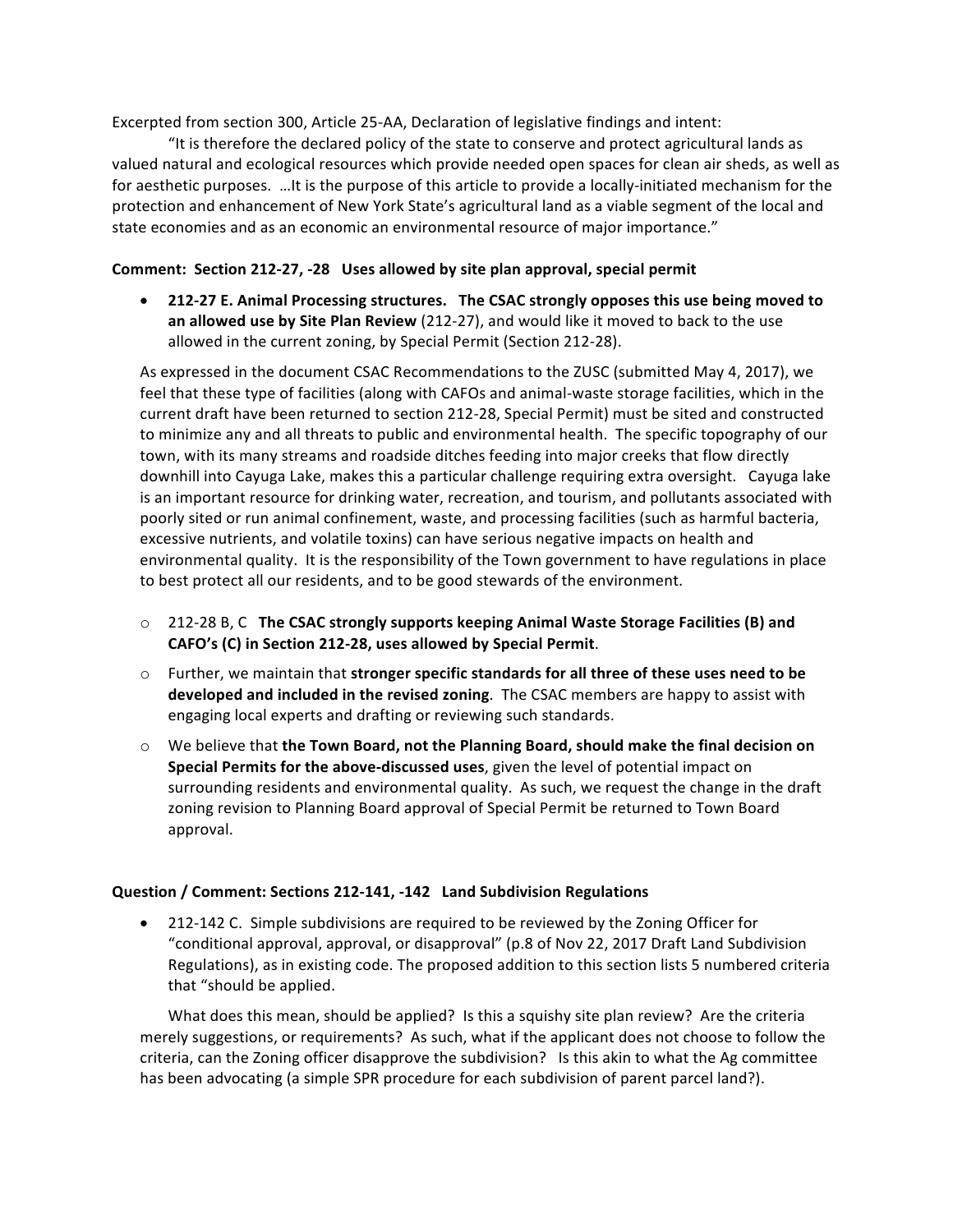Excerpted from section 300, Article 25-AA, Declaration of legislative findings and intent:

"It is therefore the declared policy of the state to conserve and protect agricultural lands as valued natural and ecological resources which provide needed open spaces for clean air sheds, as well as for aesthetic purposes. …It is the purpose of this article to provide a locally-initiated mechanism for the protection and enhancement of New York State's agricultural land as a viable segment of the local and state economies and as an economic an environmental resource of major importance."

**Comment: Section 212-27, -28 Uses allowed by site plan approval, special permit**

- **212-27 E. Animal Processing structures. The CSAC strongly opposes this use being moved to an allowed use by Site Plan Review** (212-27), and would like it moved to back to the use allowed in the current zoning, by Special Permit (Section 212-28).

  As expressed in the document CSAC Recommendations to the ZUSC (submitted May 4, 2017), we feel that these type of facilities (along with CAFOs and animal-waste storage facilities, which in the current draft have been returned to section 212-28, Special Permit) must be sited and constructed to minimize any and all threats to public and environmental health. The specific topography of our town, with its many streams and roadside ditches feeding into major creeks that flow directly downhill into Cayuga Lake, makes this a particular challenge requiring extra oversight. Cayuga lake is an important resource for drinking water, recreation, and tourism, and pollutants associated with poorly sited or run animal confinement, waste, and processing facilities (such as harmful bacteria, excessive nutrients, and volatile toxins) can have serious negative impacts on health and environmental quality. It is the responsibility of the Town government to have regulations in place to best protect all our residents, and to be good stewards of the environment.

  - 212-28 B, C **The CSAC strongly supports keeping Animal Waste Storage Facilities (B) and CAFO's (C) in Section 212-28, uses allowed by Special Permit**.
  - Further, we maintain that **stronger specific standards for all three of these uses need to be developed and included in the revised zoning**. The CSAC members are happy to assist with engaging local experts and drafting or reviewing such standards.
  - We believe that **the Town Board, not the Planning Board, should make the final decision on Special Permits for the above-discussed uses**, given the level of potential impact on surrounding residents and environmental quality. As such, we request the change in the draft zoning revision to Planning Board approval of Special Permit be returned to Town Board approval.

**Question / Comment: Sections 212-141, -142 Land Subdivision Regulations**

- 212-142 C. Simple subdivisions are required to be reviewed by the Zoning Officer for "conditional approval, approval, or disapproval" (p.8 of Nov 22, 2017 Draft Land Subdivision Regulations), as in existing code. The proposed addition to this section lists 5 numbered criteria that "should be applied.

  What does this mean, should be applied? Is this a squishy site plan review? Are the criteria merely suggestions, or requirements? As such, what if the applicant does not choose to follow the criteria, can the Zoning officer disapprove the subdivision? Is this akin to what the Ag committee has been advocating (a simple SPR procedure for each subdivision of parent parcel land?).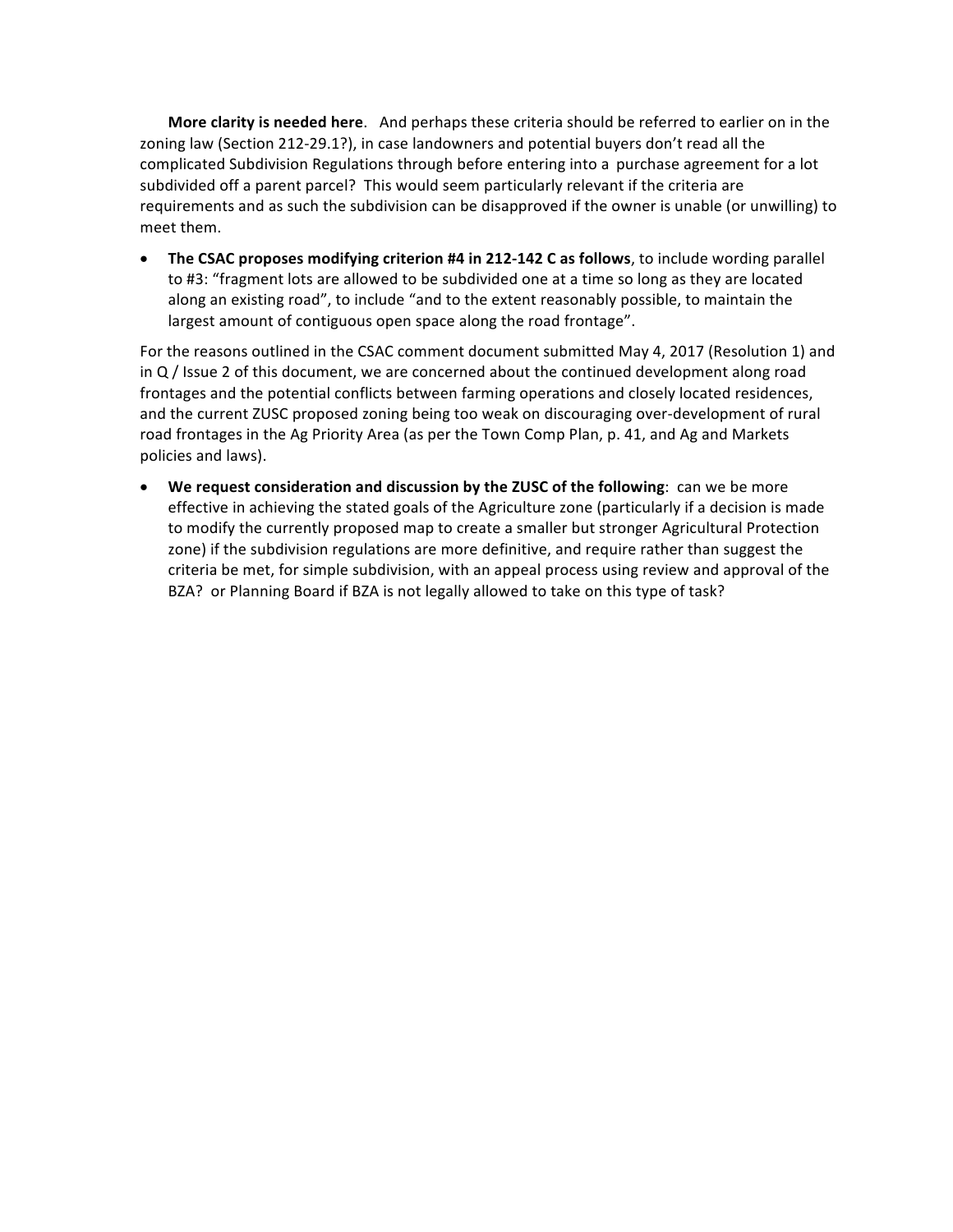**More clarity is needed here**. And perhaps these criteria should be referred to earlier on in the zoning law (Section 212-29.1?), in case landowners and potential buyers don't read all the complicated Subdivision Regulations through before entering into a purchase agreement for a lot subdivided off a parent parcel? This would seem particularly relevant if the criteria are requirements and as such the subdivision can be disapproved if the owner is unable (or unwilling) to meet them.

- **The CSAC proposes modifying criterion #4 in 212-142 C as follows**, to include wording parallel to #3: "fragment lots are allowed to be subdivided one at a time so long as they are located along an existing road", to include "and to the extent reasonably possible, to maintain the largest amount of contiguous open space along the road frontage".

For the reasons outlined in the CSAC comment document submitted May 4, 2017 (Resolution 1) and in Q / Issue 2 of this document, we are concerned about the continued development along road frontages and the potential conflicts between farming operations and closely located residences, and the current ZUSC proposed zoning being too weak on discouraging over-development of rural road frontages in the Ag Priority Area (as per the Town Comp Plan, p. 41, and Ag and Markets policies and laws).

- **We request consideration and discussion by the ZUSC of the following**: can we be more effective in achieving the stated goals of the Agriculture zone (particularly if a decision is made to modify the currently proposed map to create a smaller but stronger Agricultural Protection zone) if the subdivision regulations are more definitive, and require rather than suggest the criteria be met, for simple subdivision, with an appeal process using review and approval of the BZA? or Planning Board if BZA is not legally allowed to take on this type of task?